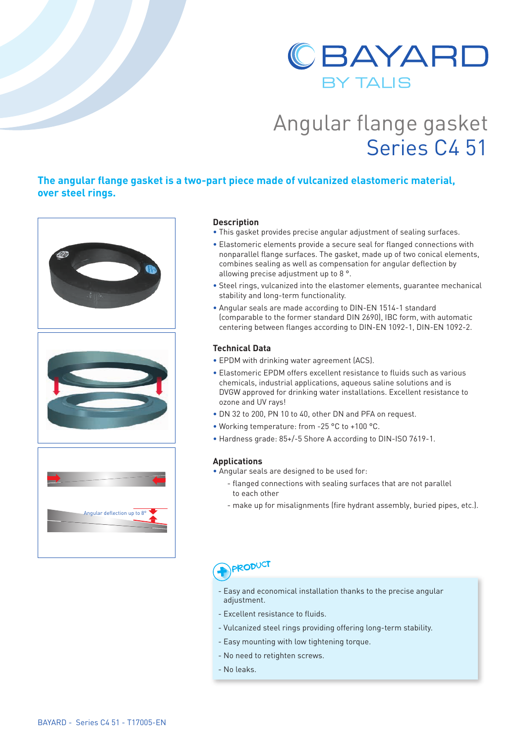BAYARD

BY TALIS

# Angular flange gasket
## Series C4 51

**The angular flange gasket is a two-part piece made of vulcanized elastomeric material, over steel rings.**

Angular deflection up to 8°

### Description

- This gasket provides precise angular adjustment of sealing surfaces.
- Elastomeric elements provide a secure seal for flanged connections with nonparallel flange surfaces. The gasket, made up of two conical elements, combines sealing as well as compensation for angular deflection by allowing precise adjustment up to 8 °.
- Steel rings, vulcanized into the elastomer elements, guarantee mechanical stability and long-term functionality.
- Angular seals are made according to DIN-EN 1514-1 standard (comparable to the former standard DIN 2690), IBC form, with automatic centering between flanges according to DIN-EN 1092-1, DIN-EN 1092-2.

### Technical Data

- EPDM with drinking water agreement (ACS).
- Elastomeric EPDM offers excellent resistance to fluids such as various chemicals, industrial applications, aqueous saline solutions and is DVGW approved for drinking water installations. Excellent resistance to ozone and UV rays!
- DN 32 to 200, PN 10 to 40, other DN and PFA on request.
- Working temperature: from -25 °C to +100 °C.
- Hardness grade: 85+/-5 Shore A according to DIN-ISO 7619-1.

### Applications

- Angular seals are designed to be used for:
  - flanged connections with sealing surfaces that are not parallel to each other
  - make up for misalignments (fire hydrant assembly, buried pipes, etc.).

### PRODUCT

- Easy and economical installation thanks to the precise angular adjustment.
- Excellent resistance to fluids.
- Vulcanized steel rings providing offering long-term stability.
- Easy mounting with low tightening torque.
- No need to retighten screws.
- No leaks.

BAYARD - Series C4 51 - T17005-EN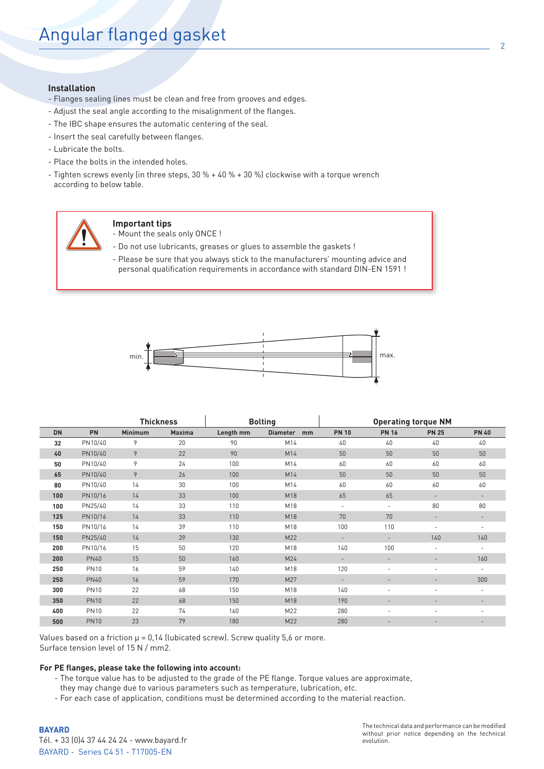# Angular flanged gasket

### Installation

- Flanges sealing lines must be clean and free from grooves and edges.
- Adjust the seal angle according to the misalignment of the flanges.
- The IBC shape ensures the automatic centering of the seal.
- Insert the seal carefully between flanges.
- Lubricate the bolts.
- Place the bolts in the intended holes.
- Tighten screws evenly (in three steps, 30 % + 40 % + 30 %) clockwise with a torque wrench according to below table.

### Important tips

- Mount the seals only ONCE !
- Do not use lubricants, greases or glues to assemble the gaskets !
- Please be sure that you always stick to the manufacturers' mounting advice and personal qualification requirements in accordance with standard DIN-EN 1591 !

min.

max.

| | | Thickness | | Bolting | | Operating torque NM | | | |
|---|---|---|---|---|---|---|---|---|---|
| **DN** | **PN** | **Minimum** | **Maxima** | **Length mm** | **Diameter mm** | **PN 10** | **PN 16** | **PN 25** | **PN 40** |
| **32** | PN10/40 | 9 | 20 | 90 | M14 | 40 | 40 | 40 | 40 |
| **40** | PN10/40 | 9 | 22 | 90 | M14 | 50 | 50 | 50 | 50 |
| **50** | PN10/40 | 9 | 24 | 100 | M14 | 60 | 60 | 60 | 60 |
| **65** | PN10/40 | 9 | 26 | 100 | M14 | 50 | 50 | 50 | 50 |
| **80** | PN10/40 | 14 | 30 | 100 | M14 | 60 | 60 | 60 | 60 |
| **100** | PN10/16 | 14 | 33 | 100 | M18 | 65 | 65 | - | - |
| **100** | PN25/40 | 14 | 33 | 110 | M18 | - | - | 80 | 80 |
| **125** | PN10/16 | 14 | 33 | 110 | M18 | 70 | 70 | - | - |
| **150** | PN10/16 | 14 | 39 | 110 | M18 | 100 | 110 | - | - |
| **150** | PN25/40 | 14 | 39 | 130 | M22 | - | - | 140 | 140 |
| **200** | PN10/16 | 15 | 50 | 120 | M18 | 140 | 100 | - | - |
| **200** | PN40 | 15 | 50 | 160 | M24 | - | - | - | 160 |
| **250** | PN10 | 16 | 59 | 140 | M18 | 120 | - | - | - |
| **250** | PN40 | 16 | 59 | 170 | M27 | - | - | - | 300 |
| **300** | PN10 | 22 | 68 | 150 | M18 | 140 | - | - | - |
| **350** | PN10 | 22 | 68 | 150 | M18 | 190 | - | - | - |
| **400** | PN10 | 22 | 74 | 160 | M22 | 280 | - | - | - |
| **500** | PN10 | 23 | 79 | 180 | M22 | 280 | - | - | - |

Values based on a friction $\mu = 0{,}14$ (lubicated screw). Screw quality 5,6 or more.
Surface tension level of 15 N / mm2.

**For PE flanges, please take the following into account:**

- The torque value has to be adjusted to the grade of the PE flange. Torque values are approximate, they may change due to various parameters such as temperature, lubrication, etc.
- For each case of application, conditions must be determined according to the material reaction.

**BAYARD**
Tél. + 33 (0)4 37 44 24 24 - www.bayard.fr
BAYARD - Series C4 51 - T17005-EN

The technical data and performance can be modified without prior notice depending on the technical evolution.